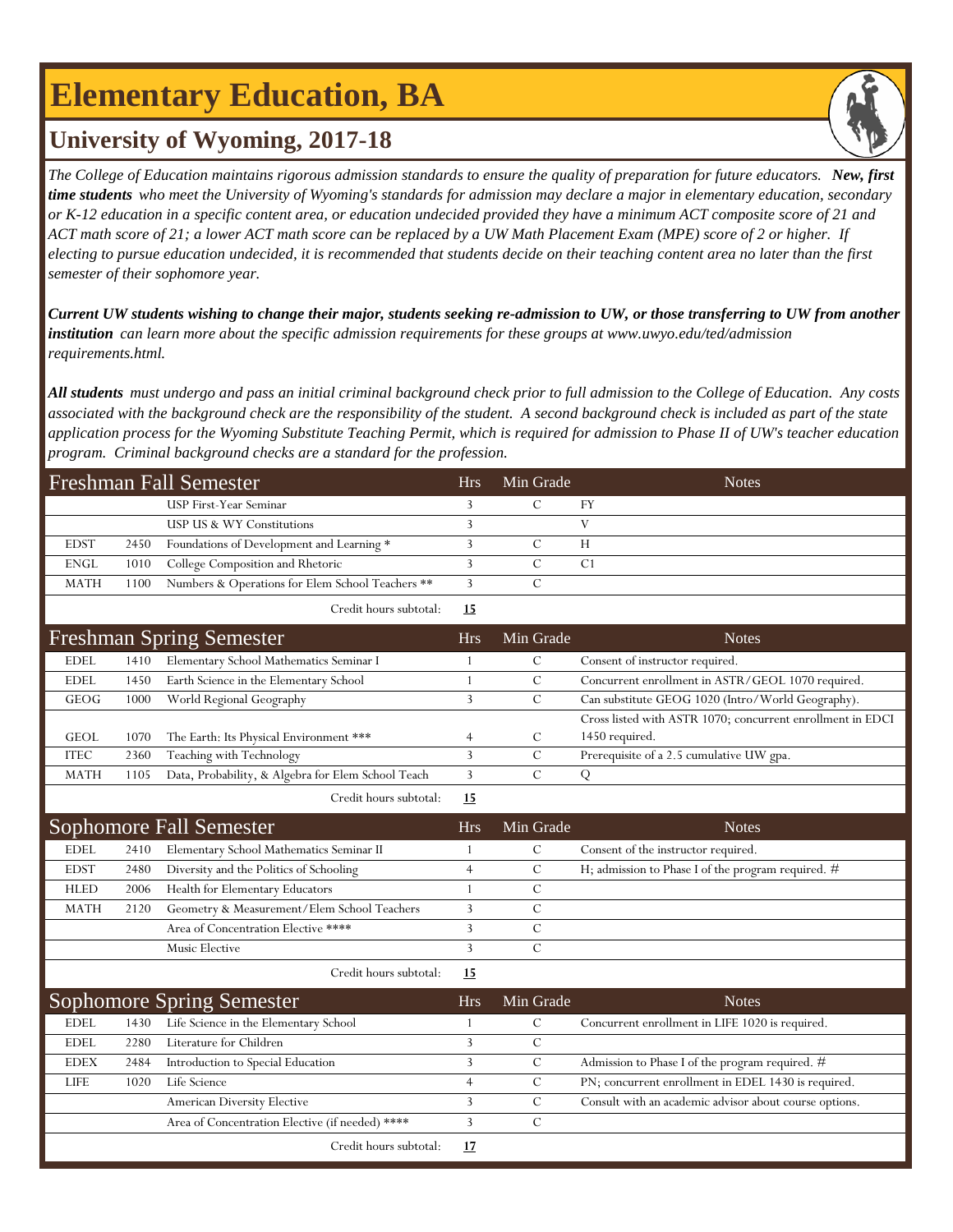# Elementary Education, BA

## University of Wyoming, 2017-18

*The College of Education maintains rigorous admission standards to ensure the quality of preparation for future educators.* ***New, first time students*** *who meet the University of Wyoming's standards for admission may declare a major in elementary education, secondary or K-12 education in a specific content area, or education undecided provided they have a minimum ACT composite score of 21 and ACT math score of 21; a lower ACT math score can be replaced by a UW Math Placement Exam (MPE) score of 2 or higher. If electing to pursue education undecided, it is recommended that students decide on their teaching content area no later than the first semester of their sophomore year.*

***Current UW students wishing to change their major, students seeking re-admission to UW, or those transferring to UW from another institution*** *can learn more about the specific admission requirements for these groups at www.uwyo.edu/ted/admission requirements.html.*

***All students*** *must undergo and pass an initial criminal background check prior to full admission to the College of Education. Any costs associated with the background check are the responsibility of the student. A second background check is included as part of the state application process for the Wyoming Substitute Teaching Permit, which is required for admission to Phase II of UW's teacher education program. Criminal background checks are a standard for the profession.*

| Freshman Fall Semester | | | Hrs | Min Grade | Notes |
|---|---|---|---|---|---|
| | | USP First-Year Seminar | 3 | C | FY |
| | | USP US & WY Constitutions | 3 | | V |
| EDST | 2450 | Foundations of Development and Learning * | 3 | C | H |
| ENGL | 1010 | College Composition and Rhetoric | 3 | C | C1 |
| MATH | 1100 | Numbers & Operations for Elem School Teachers ** | 3 | C | |
| | | Credit hours subtotal: | **15** | | |

| Freshman Spring Semester | | | Hrs | Min Grade | Notes |
|---|---|---|---|---|---|
| EDEL | 1410 | Elementary School Mathematics Seminar I | 1 | C | Consent of instructor required. |
| EDEL | 1450 | Earth Science in the Elementary School | 1 | C | Concurrent enrollment in ASTR/GEOL 1070 required. |
| GEOG | 1000 | World Regional Geography | 3 | C | Can substitute GEOG 1020 (Intro/World Geography). |
| GEOL | 1070 | The Earth: Its Physical Environment *** | 4 | C | Cross listed with ASTR 1070; concurrent enrollment in EDCI 1450 required. |
| ITEC | 2360 | Teaching with Technology | 3 | C | Prerequisite of a 2.5 cumulative UW gpa. |
| MATH | 1105 | Data, Probability, & Algebra for Elem School Teach | 3 | C | Q |
| | | Credit hours subtotal: | **15** | | |

| Sophomore Fall Semester | | | Hrs | Min Grade | Notes |
|---|---|---|---|---|---|
| EDEL | 2410 | Elementary School Mathematics Seminar II | 1 | C | Consent of the instructor required. |
| EDST | 2480 | Diversity and the Politics of Schooling | 4 | C | H; admission to Phase I of the program required. # |
| HLED | 2006 | Health for Elementary Educators | 1 | C | |
| MATH | 2120 | Geometry & Measurement/Elem School Teachers | 3 | C | |
| | | Area of Concentration Elective **** | 3 | C | |
| | | Music Elective | 3 | C | |
| | | Credit hours subtotal: | **15** | | |

| Sophomore Spring Semester | | | Hrs | Min Grade | Notes |
|---|---|---|---|---|---|
| EDEL | 1430 | Life Science in the Elementary School | 1 | C | Concurrent enrollment in LIFE 1020 is required. |
| EDEL | 2280 | Literature for Children | 3 | C | |
| EDEX | 2484 | Introduction to Special Education | 3 | C | Admission to Phase I of the program required. # |
| LIFE | 1020 | Life Science | 4 | C | PN; concurrent enrollment in EDEL 1430 is required. |
| | | American Diversity Elective | 3 | C | Consult with an academic advisor about course options. |
| | | Area of Concentration Elective (if needed) **** | 3 | C | |
| | | Credit hours subtotal: | **17** | | |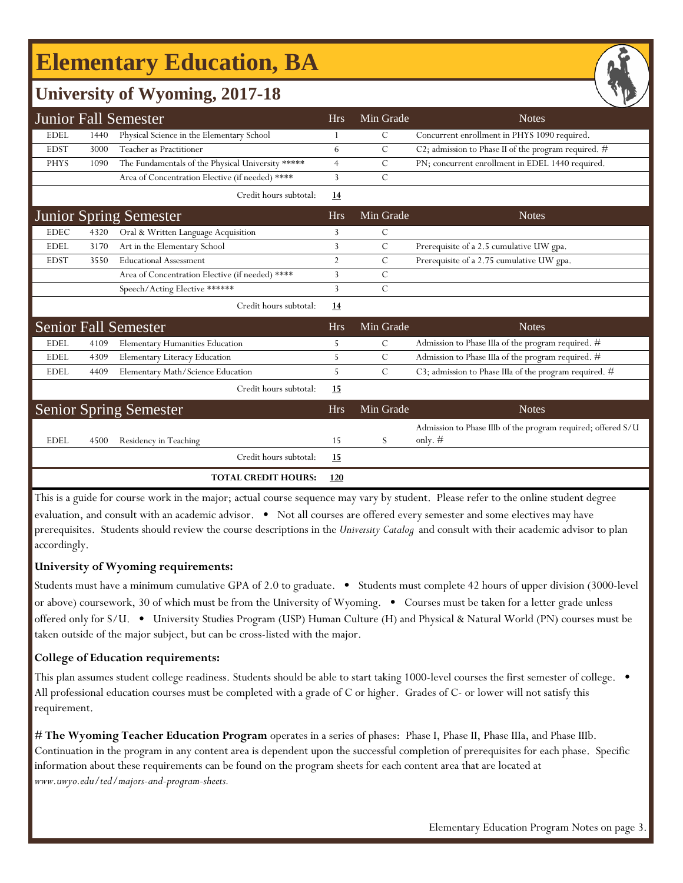# Elementary Education, BA

## University of Wyoming, 2017-18

| Junior Fall Semester | | | Hrs | Min Grade | Notes |
|---|---|---|---|---|---|
| EDEL | 1440 | Physical Science in the Elementary School | 1 | C | Concurrent enrollment in PHYS 1090 required. |
| EDST | 3000 | Teacher as Practitioner | 6 | C | C2; admission to Phase II of the program required. # |
| PHYS | 1090 | The Fundamentals of the Physical University ***** | 4 | C | PN; concurrent enrollment in EDEL 1440 required. |
| | | Area of Concentration Elective (if needed) **** | 3 | C | |
| | | Credit hours subtotal: | **14** | | |

| Junior Spring Semester | | | Hrs | Min Grade | Notes |
|---|---|---|---|---|---|
| EDEC | 4320 | Oral & Written Language Acquisition | 3 | C | |
| EDEL | 3170 | Art in the Elementary School | 3 | C | Prerequisite of a 2.5 cumulative UW gpa. |
| EDST | 3550 | Educational Assessment | 2 | C | Prerequisite of a 2.75 cumulative UW gpa. |
| | | Area of Concentration Elective (if needed) **** | 3 | C | |
| | | Speech/Acting Elective ****** | 3 | C | |
| | | Credit hours subtotal: | **14** | | |

| Senior Fall Semester | | | Hrs | Min Grade | Notes |
|---|---|---|---|---|---|
| EDEL | 4109 | Elementary Humanities Education | 5 | C | Admission to Phase IIIa of the program required. # |
| EDEL | 4309 | Elementary Literacy Education | 5 | C | Admission to Phase IIIa of the program required. # |
| EDEL | 4409 | Elementary Math/Science Education | 5 | C | C3; admission to Phase IIIa of the program required. # |
| | | Credit hours subtotal: | **15** | | |

| Senior Spring Semester | | | Hrs | Min Grade | Notes |
|---|---|---|---|---|---|
| EDEL | 4500 | Residency in Teaching | 15 | S | Admission to Phase IIIb of the program required; offered S/U only. # |
| | | Credit hours subtotal: | **15** | | |
| | | **TOTAL CREDIT HOURS:** | **120** | | |

This is a guide for course work in the major; actual course sequence may vary by student. Please refer to the online student degree evaluation, and consult with an academic advisor. • Not all courses are offered every semester and some electives may have prerequisites. Students should review the course descriptions in the *University Catalog* and consult with their academic advisor to plan accordingly.

**University of Wyoming requirements:**

Students must have a minimum cumulative GPA of 2.0 to graduate. • Students must complete 42 hours of upper division (3000-level or above) coursework, 30 of which must be from the University of Wyoming. • Courses must be taken for a letter grade unless offered only for S/U. • University Studies Program (USP) Human Culture (H) and Physical & Natural World (PN) courses must be taken outside of the major subject, but can be cross-listed with the major.

**College of Education requirements:**

This plan assumes student college readiness. Students should be able to start taking 1000-level courses the first semester of college. • All professional education courses must be completed with a grade of C or higher. Grades of C- or lower will not satisfy this requirement.

**# The Wyoming Teacher Education Program** operates in a series of phases: Phase I, Phase II, Phase IIIa, and Phase IIIb. Continuation in the program in any content area is dependent upon the successful completion of prerequisites for each phase. Specific information about these requirements can be found on the program sheets for each content area that are located at *www.uwyo.edu/ted/majors-and-program-sheets.*

Elementary Education Program Notes on page 3.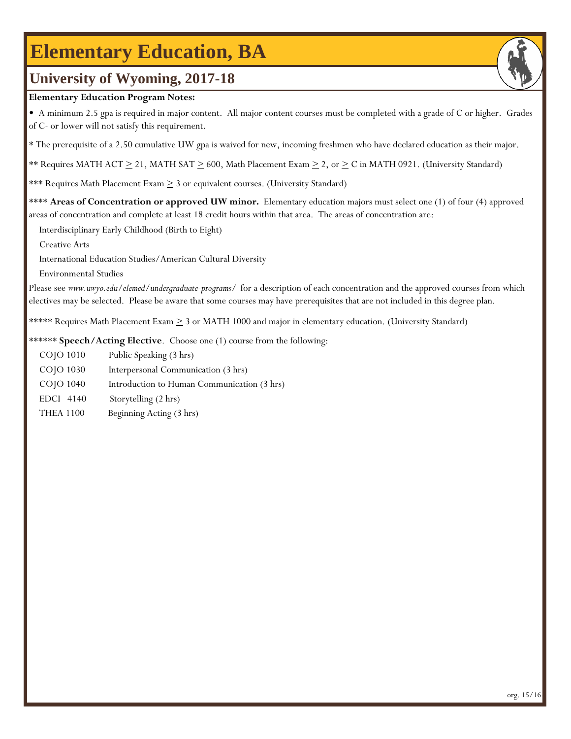# Elementary Education, BA

## University of Wyoming, 2017-18

**Elementary Education Program Notes:**

• A minimum 2.5 gpa is required in major content. All major content courses must be completed with a grade of C or higher. Grades of C- or lower will not satisfy this requirement.

* The prerequisite of a 2.50 cumulative UW gpa is waived for new, incoming freshmen who have declared education as their major.

** Requires MATH ACT ≥ 21, MATH SAT ≥ 600, Math Placement Exam ≥ 2, or ≥ C in MATH 0921. (University Standard)

*** Requires Math Placement Exam ≥ 3 or equivalent courses. (University Standard)

**** **Areas of Concentration or approved UW minor.** Elementary education majors must select one (1) of four (4) approved areas of concentration and complete at least 18 credit hours within that area. The areas of concentration are:

Interdisciplinary Early Childhood (Birth to Eight)

Creative Arts

International Education Studies/American Cultural Diversity

Environmental Studies

Please see *www.uwyo.edu/elemed/undergraduate-programs/* for a description of each concentration and the approved courses from which electives may be selected. Please be aware that some courses may have prerequisites that are not included in this degree plan.

***** Requires Math Placement Exam ≥ 3 or MATH 1000 and major in elementary education. (University Standard)

****** **Speech/Acting Elective**. Choose one (1) course from the following:

| | |
|---|---|
| COJO 1010 | Public Speaking (3 hrs) |
| COJO 1030 | Interpersonal Communication (3 hrs) |
| COJO 1040 | Introduction to Human Communication (3 hrs) |
| EDCI 4140 | Storytelling (2 hrs) |
| THEA 1100 | Beginning Acting (3 hrs) |

org. 15/16